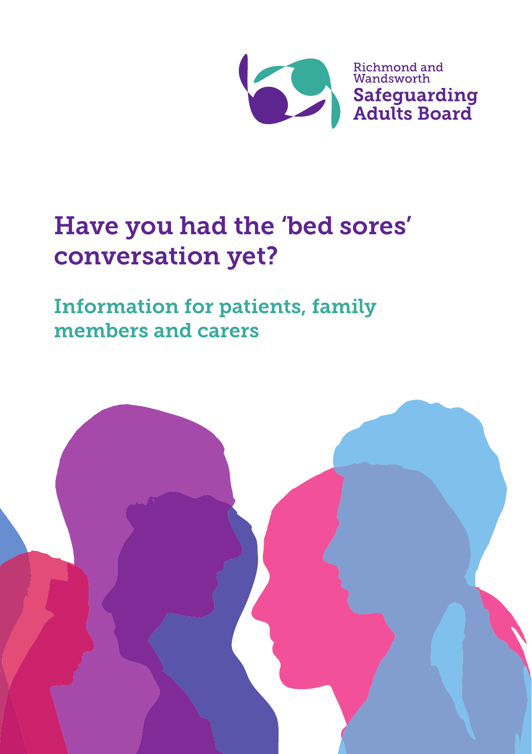Richmond and Wandsworth
**Safeguarding Adults Board**

# Have you had the 'bed sores' conversation yet?

## Information for patients, family members and carers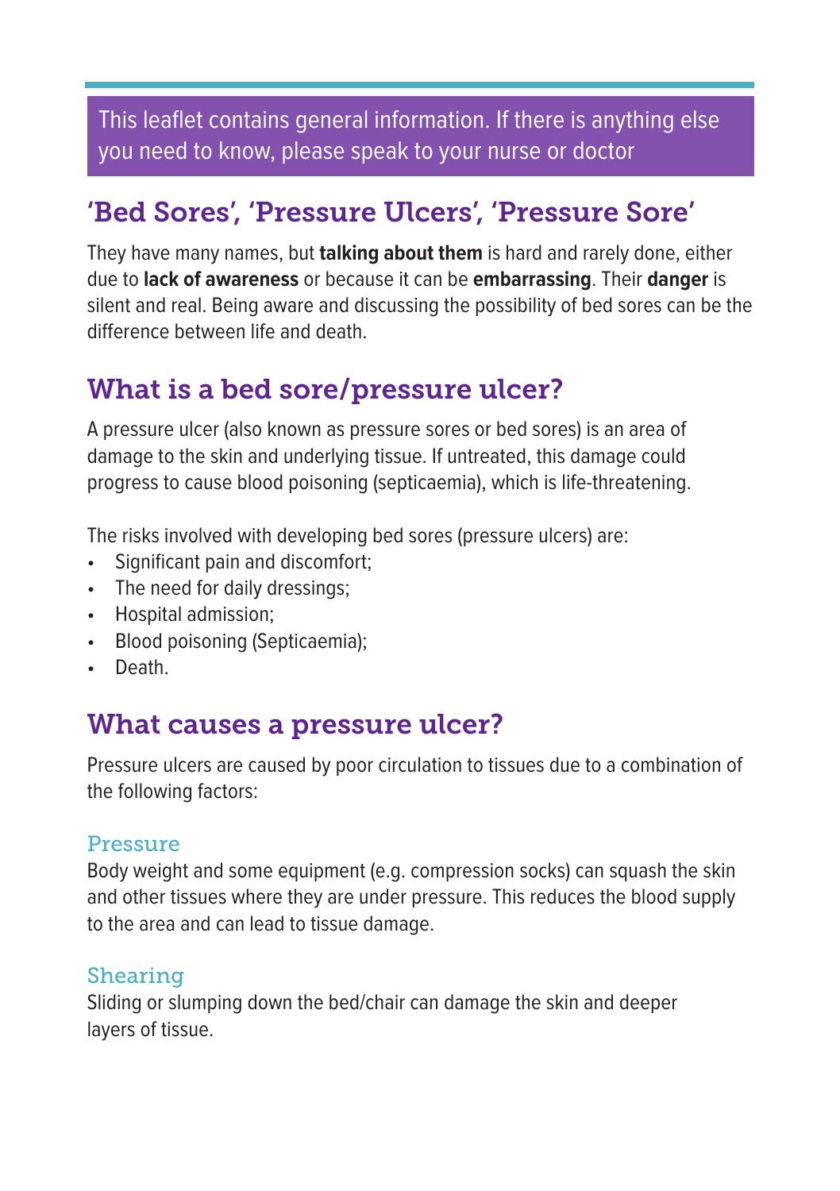This leaflet contains general information. If there is anything else you need to know, please speak to your nurse or doctor

## 'Bed Sores', 'Pressure Ulcers', 'Pressure Sore'

They have many names, but **talking about them** is hard and rarely done, either due to **lack of awareness** or because it can be **embarrassing**. Their **danger** is silent and real. Being aware and discussing the possibility of bed sores can be the difference between life and death.

## What is a bed sore/pressure ulcer?

A pressure ulcer (also known as pressure sores or bed sores) is an area of damage to the skin and underlying tissue. If untreated, this damage could progress to cause blood poisoning (septicaemia), which is life-threatening.

The risks involved with developing bed sores (pressure ulcers) are:

- Significant pain and discomfort;
- The need for daily dressings;
- Hospital admission;
- Blood poisoning (Septicaemia);
- Death.

## What causes a pressure ulcer?

Pressure ulcers are caused by poor circulation to tissues due to a combination of the following factors:

### Pressure

Body weight and some equipment (e.g. compression socks) can squash the skin and other tissues where they are under pressure. This reduces the blood supply to the area and can lead to tissue damage.

### Shearing

Sliding or slumping down the bed/chair can damage the skin and deeper layers of tissue.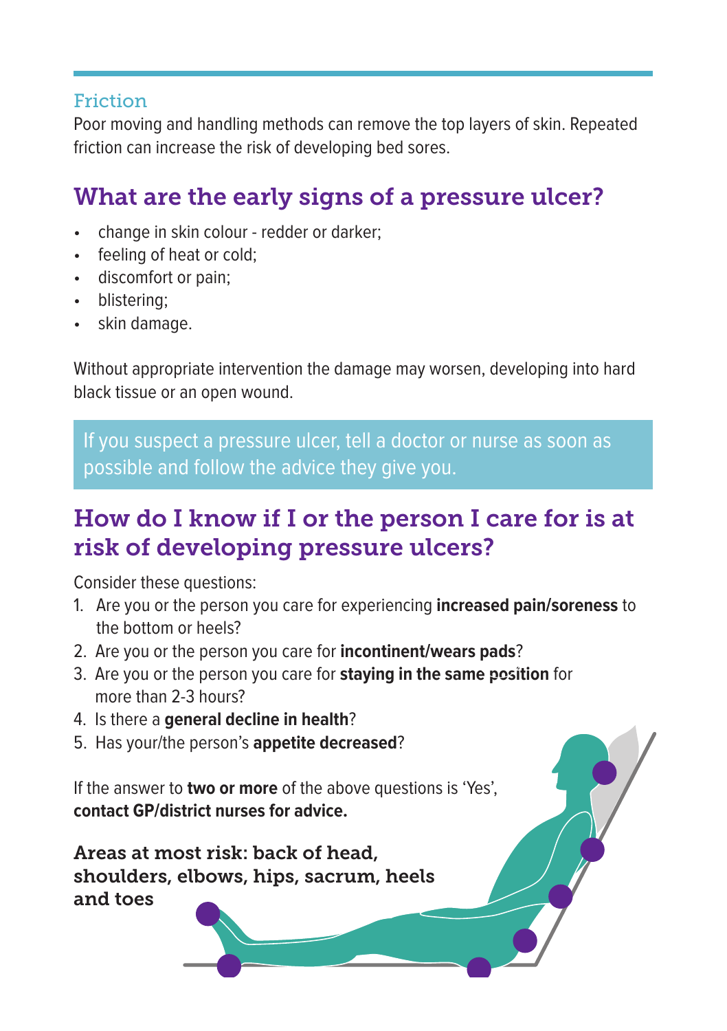### Friction

Poor moving and handling methods can remove the top layers of skin. Repeated friction can increase the risk of developing bed sores.

## What are the early signs of a pressure ulcer?

- change in skin colour - redder or darker;
- feeling of heat or cold;
- discomfort or pain;
- blistering;
- skin damage.

Without appropriate intervention the damage may worsen, developing into hard black tissue or an open wound.

If you suspect a pressure ulcer, tell a doctor or nurse as soon as possible and follow the advice they give you.

## How do I know if I or the person I care for is at risk of developing pressure ulcers?

Consider these questions:

1. Are you or the person you care for experiencing **increased pain/soreness** to the bottom or heels?
2. Are you or the person you care for **incontinent/wears pads**?
3. Are you or the person you care for **staying in the same position** for more than 2-3 hours?
4. Is there a **general decline in health**?
5. Has your/the person's **appetite decreased**?

If the answer to **two or more** of the above questions is 'Yes', **contact GP/district nurses for advice.**

**Areas at most risk: back of head, shoulders, elbows, hips, sacrum, heels and toes**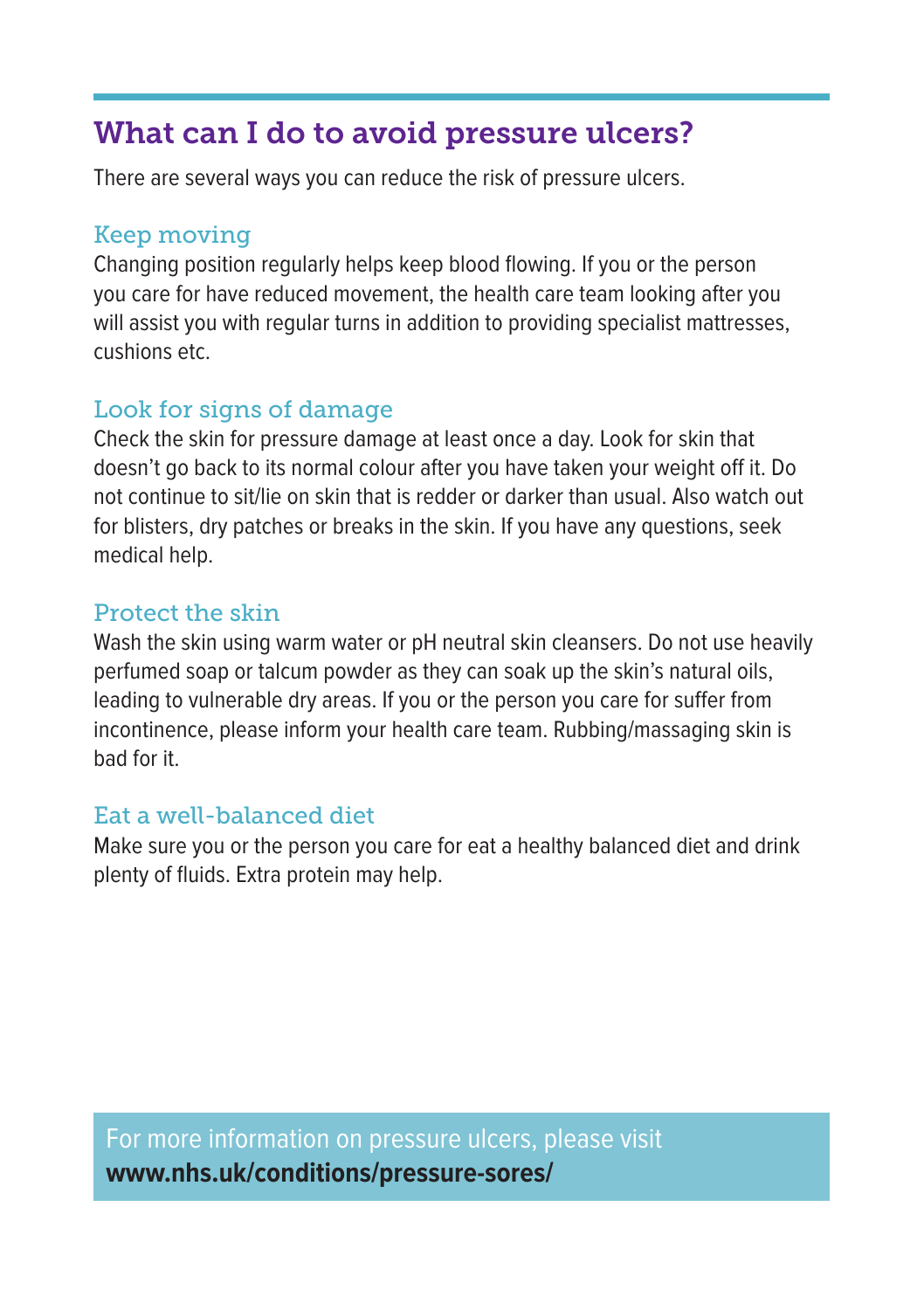## What can I do to avoid pressure ulcers?

There are several ways you can reduce the risk of pressure ulcers.

### Keep moving

Changing position regularly helps keep blood flowing. If you or the person you care for have reduced movement, the health care team looking after you will assist you with regular turns in addition to providing specialist mattresses, cushions etc.

### Look for signs of damage

Check the skin for pressure damage at least once a day. Look for skin that doesn't go back to its normal colour after you have taken your weight off it. Do not continue to sit/lie on skin that is redder or darker than usual. Also watch out for blisters, dry patches or breaks in the skin. If you have any questions, seek medical help.

### Protect the skin

Wash the skin using warm water or pH neutral skin cleansers. Do not use heavily perfumed soap or talcum powder as they can soak up the skin's natural oils, leading to vulnerable dry areas. If you or the person you care for suffer from incontinence, please inform your health care team. Rubbing/massaging skin is bad for it.

### Eat a well-balanced diet

Make sure you or the person you care for eat a healthy balanced diet and drink plenty of fluids. Extra protein may help.

For more information on pressure ulcers, please visit **www.nhs.uk/conditions/pressure-sores/**